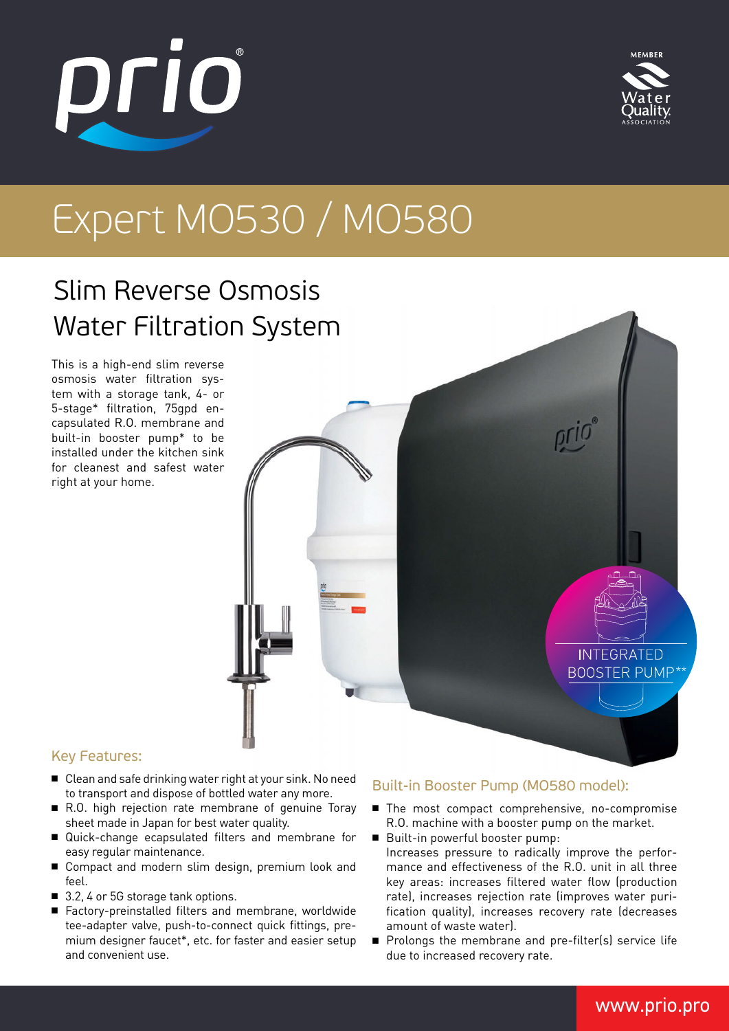prio®

MEMBER Water Quality ASSOCIATION

# Expert MO530 / MO580

## Slim Reverse Osmosis Water Filtration System

This is a high-end slim reverse osmosis water filtration system with a storage tank, 4- or 5-stage* filtration, 75gpd encapsulated R.O. membrane and built-in booster pump* to be installed under the kitchen sink for cleanest and safest water right at your home.

INTEGRATED BOOSTER PUMP**

### Key Features:

- Clean and safe drinking water right at your sink. No need to transport and dispose of bottled water any more.
- R.O. high rejection rate membrane of genuine Toray sheet made in Japan for best water quality.
- Quick-change ecapsulated filters and membrane for easy regular maintenance.
- Compact and modern slim design, premium look and feel.
- 3.2, 4 or 5G storage tank options.
- Factory-preinstalled filters and membrane, worldwide tee-adapter valve, push-to-connect quick fittings, premium designer faucet*, etc. for faster and easier setup and convenient use.

### Built-in Booster Pump (MO580 model):

- The most compact comprehensive, no-compromise R.O. machine with a booster pump on the market.
- Built-in powerful booster pump:
  Increases pressure to radically improve the performance and effectiveness of the R.O. unit in all three key areas: increases filtered water flow (production rate), increases rejection rate (improves water purification quality), increases recovery rate (decreases amount of waste water).
- Prolongs the membrane and pre-filter(s) service life due to increased recovery rate.

www.prio.pro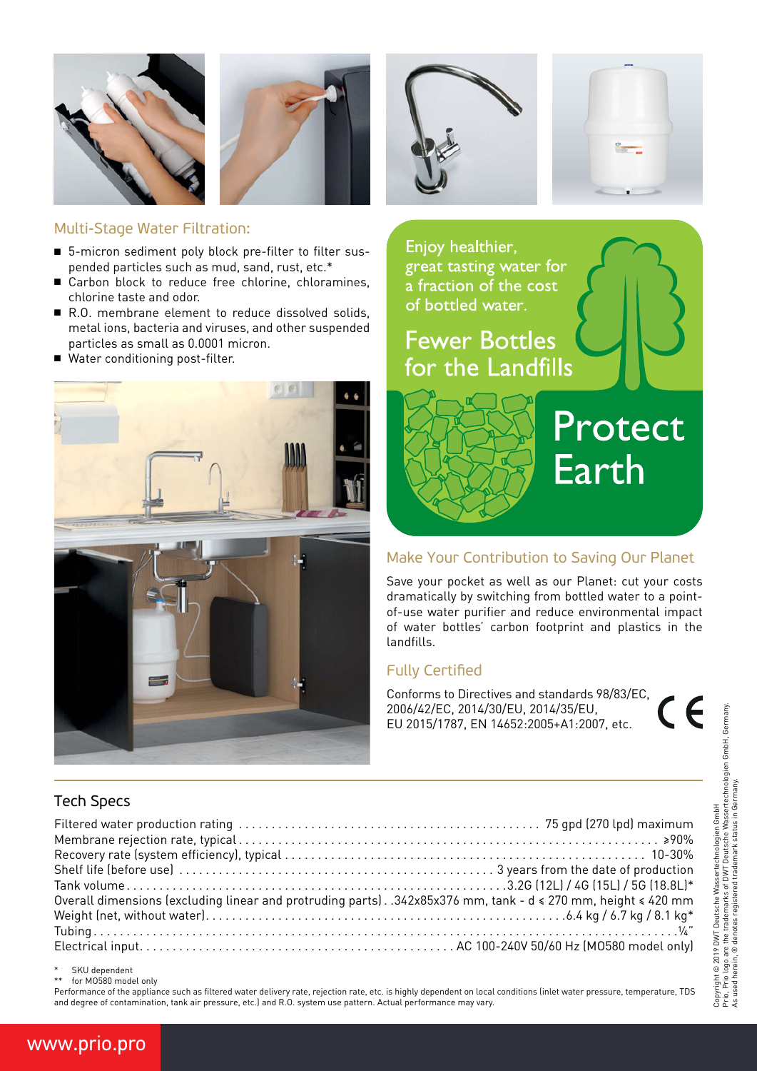## Multi-Stage Water Filtration:

- 5-micron sediment poly block pre-filter to filter suspended particles such as mud, sand, rust, etc.*
- Carbon block to reduce free chlorine, chloramines, chlorine taste and odor.
- R.O. membrane element to reduce dissolved solids, metal ions, bacteria and viruses, and other suspended particles as small as 0.0001 micron.
- Water conditioning post-filter.

Enjoy healthier, great tasting water for a fraction of the cost of bottled water.

Fewer Bottles for the Landfills

Protect Earth

## Make Your Contribution to Saving Our Planet

Save your pocket as well as our Planet: cut your costs dramatically by switching from bottled water to a point-of-use water purifier and reduce environmental impact of water bottles' carbon footprint and plastics in the landfills.

## Fully Certified

Conforms to Directives and standards 98/83/EC, 2006/42/EC, 2014/30/EU, 2014/35/EU, EU 2015/1787, EN 14652:2005+A1:2007, etc.

CE

## Tech Specs

| | |
|---|---|
| Filtered water production rating | 75 gpd (270 lpd) maximum |
| Membrane rejection rate, typical | ≥90% |
| Recovery rate (system efficiency), typical | 10-30% |
| Shelf life (before use) | 3 years from the date of production |
| Tank volume | 3.2G (12L) / 4G (15L) / 5G (18.8L)* |
| Overall dimensions (excluding linear and protruding parts) | 342x85x376 mm, tank - d ≤ 270 mm, height ≤ 420 mm |
| Weight (net, without water) | 6.4 kg / 6.7 kg / 8.1 kg* |
| Tubing | ¼" |
| Electrical input | AC 100-240V 50/60 Hz (MO580 model only) |

\* SKU dependent
\*\* for MO580 model only

Performance of the appliance such as filtered water delivery rate, rejection rate, etc. is highly dependent on local conditions (inlet water pressure, temperature, TDS and degree of contamination, tank air pressure, etc.) and R.O. system use pattern. Actual performance may vary.

Copyright © 2019 DWT Deutsche Wassertechnologien GmbH
Prio, Prio logo are the trademarks of DWT Deutsche Wassertechnologien GmbH, Germany.
As used herein, ® denotes registered trademark status in Germany.

www.prio.pro